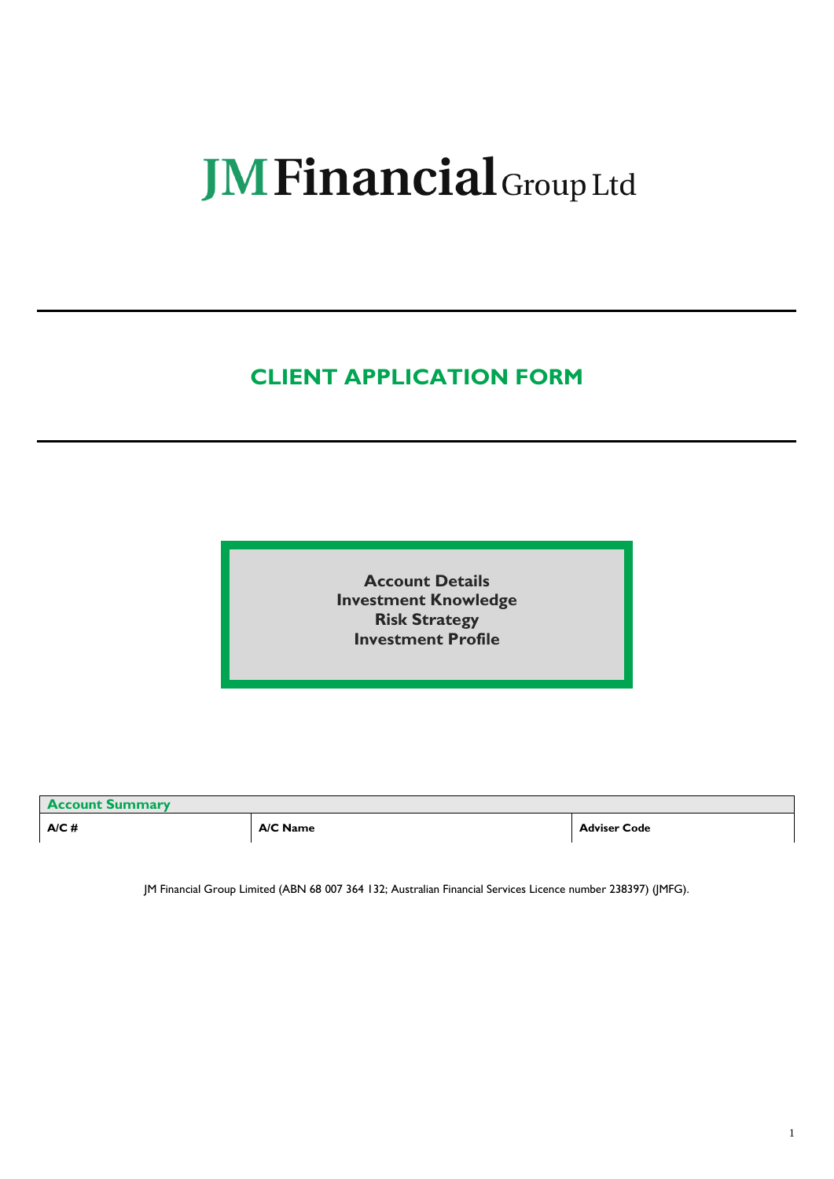# JM Financial Group Ltd

## CLIENT APPLICATION FORM

**Account Details**
**Investment Knowledge**
**Risk Strategy**
**Investment Profile**

| Account Summary | | |
|---|---|---|
| **A/C #** | **A/C Name** | **Adviser Code** |

JM Financial Group Limited (ABN 68 007 364 132; Australian Financial Services Licence number 238397) (JMFG).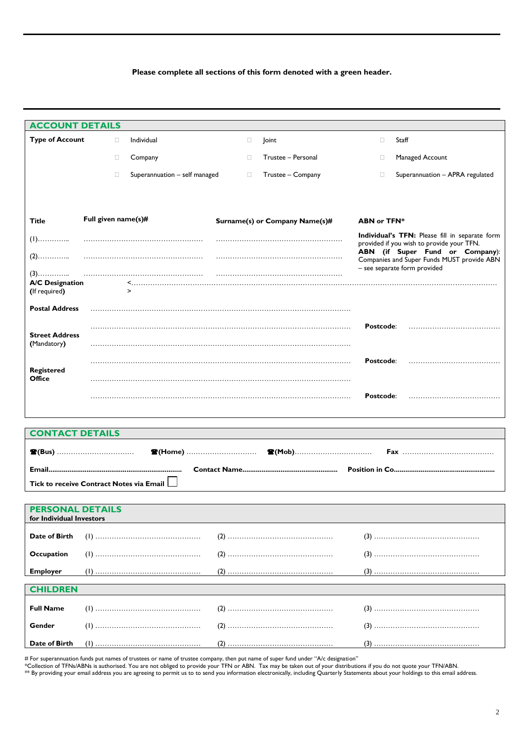**Please complete all sections of this form denoted with a green header.**

## ACCOUNT DETAILS

**Type of Account**

| | | |
|---|---|---|
| ☐ Individual | ☐ Joint | ☐ Staff |
| ☐ Company | ☐ Trustee – Personal | ☐ Managed Account |
| ☐ Superannuation – self managed | ☐ Trustee – Company | ☐ Superannuation – APRA regulated |

| Title | Full given name(s)# | Surname(s) or Company Name(s)# | ABN or TFN* |
|---|---|---|---|
| (1)………….. | …………………………………………… | ……………………………………………… | **Individual's TFN:** Please fill in separate form provided if you wish to provide your TFN. |
| (2)………….. | …………………………………………… | ……………………………………………… | **ABN (if Super Fund or Company):** Companies and Super Funds MUST provide ABN – see separate form provided |
| (3)………….. | …………………………………………… | ……………………………………………… | |

**A/C Designation** <………………………………………………………………………………………………………………………………………
**(If required)** >

**Postal Address** ……………………………………………………………………………………………………

……………………………………………………………………………………………………… **Postcode:** …………………………………

**Street Address (Mandatory)** ……………………………………………………………………………………………………

……………………………………………………………………………………………………… **Postcode:** …………………………………

**Registered Office** ……………………………………………………………………………………………………

……………………………………………………………………………………………………… **Postcode:** …………………………………

## CONTACT DETAILS

**☎(Bus)** …………………………… **☎(Home)** ………………………… **☎(Mob)**…………………………… **Fax** …………………………………

**Email**……………………………………………………………… **Contact Name**…………………………………………… **Position in Co**…………………………………………………

**Tick to receive Contract Notes via Email** ☐

## PERSONAL DETAILS
**for Individual Investors**

| | | | |
|---|---|---|---|
| **Date of Birth** | (1) ……………………………………… | (2) ……………………………………… | (3) ……………………………………… |
| **Occupation** | (1) ……………………………………… | (2) ……………………………………… | (3) ……………………………………… |
| **Employer** | (1) ……………………………………… | (2) ……………………………………… | (3) ……………………………………… |

## CHILDREN

| | | | |
|---|---|---|---|
| **Full Name** | (1) ……………………………………… | (2) ……………………………………… | (3) ……………………………………… |
| **Gender** | (1) ……………………………………… | (2) ……………………………………… | (3) ……………………………………… |
| **Date of Birth** | (1) ……………………………………… | (2) ……………………………………… | (3) ……………………………………… |

# For superannuation funds put names of trustees or name of trustee company, then put name of super fund under "A/c designation"
*Collection of TFNs/ABNs is authorised. You are not obliged to provide your TFN or ABN. Tax may be taken out of your distributions if you do not quote your TFN/ABN.
** By providing your email address you are agreeing to permit us to to send you information electronically, including Quarterly Statements about your holdings to this email address.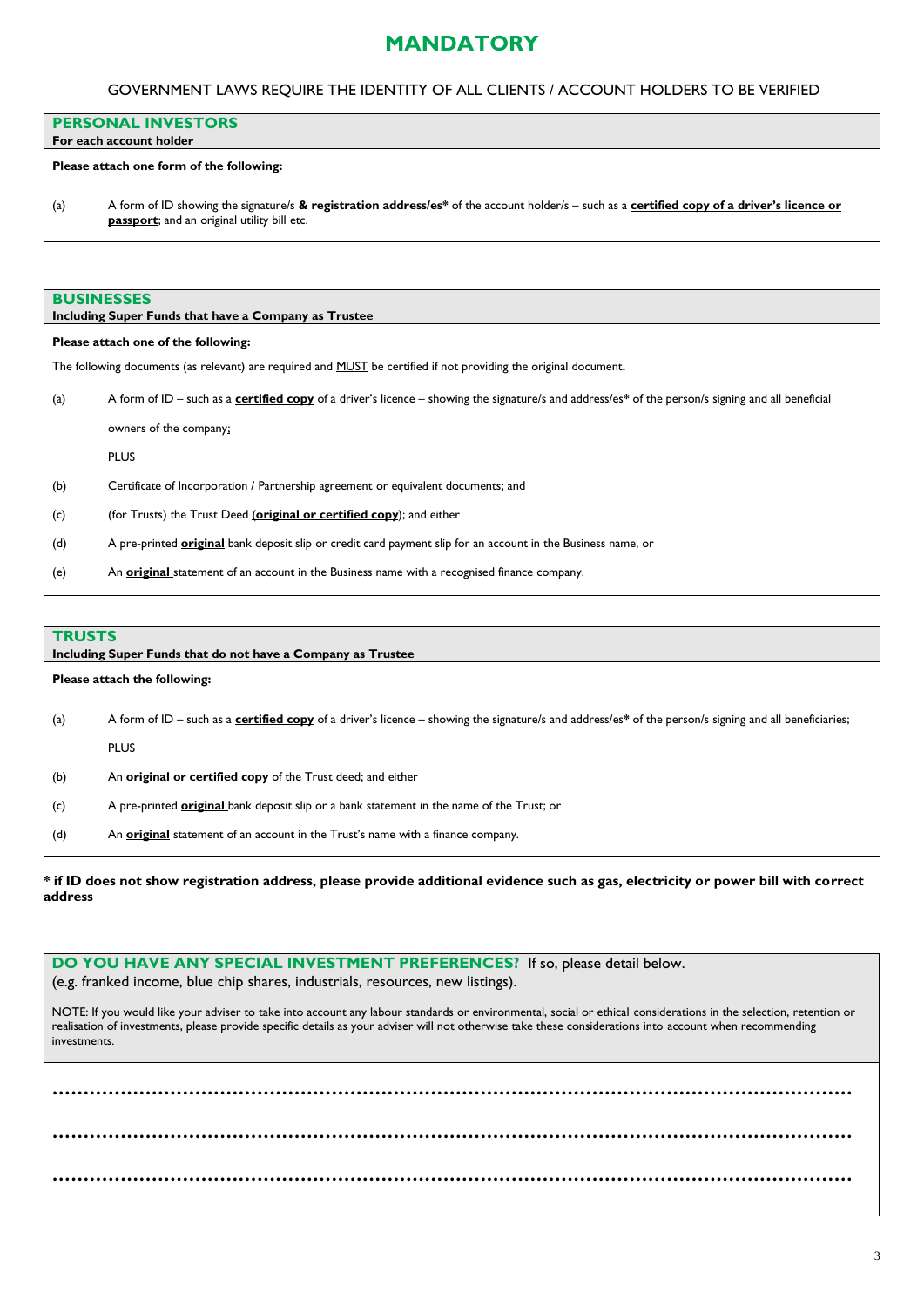# MANDATORY

GOVERNMENT LAWS REQUIRE THE IDENTITY OF ALL CLIENTS / ACCOUNT HOLDERS TO BE VERIFIED

## PERSONAL INVESTORS

**For each account holder**

**Please attach one form of the following:**

(a) A form of ID showing the signature/s **& registration address/es*** of the account holder/s – such as a **certified copy of a driver's licence or passport**; and an original utility bill etc.

## BUSINESSES

**Including Super Funds that have a Company as Trustee**

**Please attach one of the following:**

The following documents (as relevant) are required and MUST be certified if not providing the original document**.**

(a) A form of ID – such as a **certified copy** of a driver's licence – showing the signature/s and address/es* of the person/s signing and all beneficial owners of the company;

PLUS

(b) Certificate of Incorporation / Partnership agreement or equivalent documents; and

(c) (for Trusts) the Trust Deed (**original or certified copy**); and either

(d) A pre-printed **original** bank deposit slip or credit card payment slip for an account in the Business name, or

(e) An **original** statement of an account in the Business name with a recognised finance company.

## TRUSTS

**Including Super Funds that do not have a Company as Trustee**

**Please attach the following:**

(a) A form of ID – such as a **certified copy** of a driver's licence – showing the signature/s and address/es* of the person/s signing and all beneficiaries;

PLUS

(b) An **original or certified copy** of the Trust deed; and either

(c) A pre-printed **original** bank deposit slip or a bank statement in the name of the Trust; or

(d) An **original** statement of an account in the Trust's name with a finance company.

**\* if ID does not show registration address, please provide additional evidence such as gas, electricity or power bill with correct address**

## DO YOU HAVE ANY SPECIAL INVESTMENT PREFERENCES? If so, please detail below.

(e.g. franked income, blue chip shares, industrials, resources, new listings).

NOTE: If you would like your adviser to take into account any labour standards or environmental, social or ethical considerations in the selection, retention or realisation of investments, please provide specific details as your adviser will not otherwise take these considerations into account when recommending investments.

..............................................................................................................................

..............................................................................................................................

..............................................................................................................................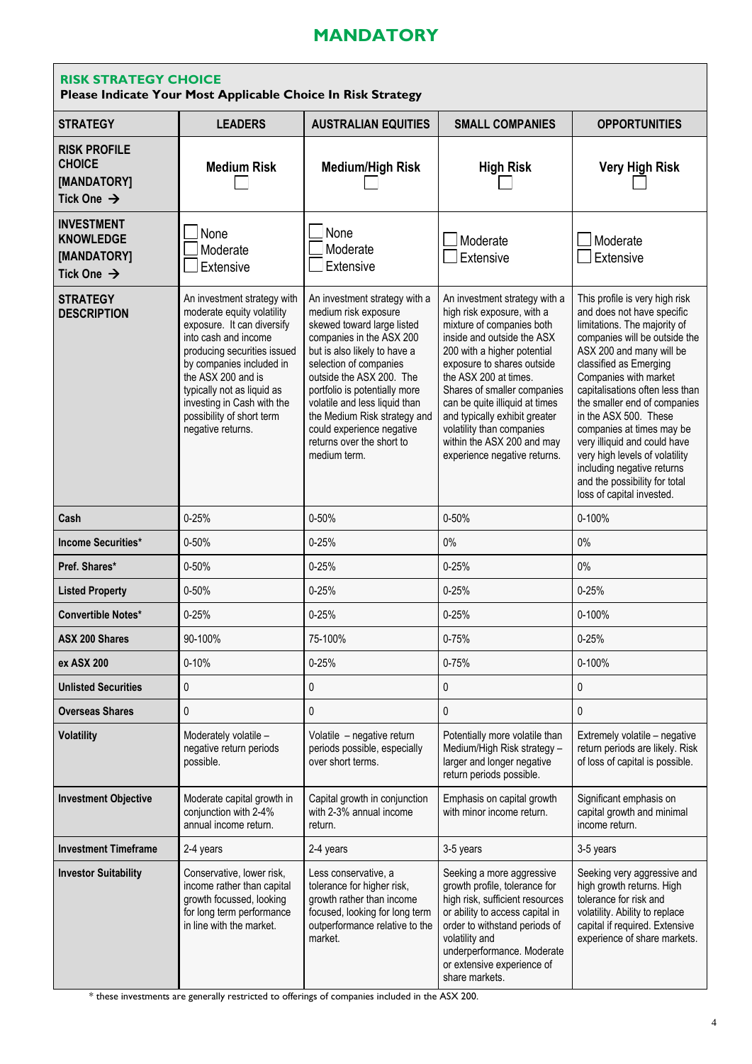# MANDATORY

## RISK STRATEGY CHOICE

**Please Indicate Your Most Applicable Choice In Risk Strategy**

| STRATEGY | LEADERS | AUSTRALIAN EQUITIES | SMALL COMPANIES | OPPORTUNITIES |
|---|---|---|---|---|
| **RISK PROFILE CHOICE [MANDATORY] Tick One →** | **Medium Risk** ☐ | **Medium/High Risk** ☐ | **High Risk** ☐ | **Very High Risk** ☐ |
| **INVESTMENT KNOWLEDGE [MANDATORY] Tick One →** | ☐ None ☐ Moderate ☐ Extensive | ☐ None ☐ Moderate ☐ Extensive | ☐ Moderate ☐ Extensive | ☐ Moderate ☐ Extensive |
| **STRATEGY DESCRIPTION** | An investment strategy with moderate equity volatility exposure. It can diversify into cash and income producing securities issued by companies included in the ASX 200 and is typically not as liquid as investing in Cash with the possibility of short term negative returns. | An investment strategy with a medium risk exposure skewed toward large listed companies in the ASX 200 but is also likely to have a selection of companies outside the ASX 200. The portfolio is potentially more volatile and less liquid than the Medium Risk strategy and could experience negative returns over the short to medium term. | An investment strategy with a high risk exposure, with a mixture of companies both inside and outside the ASX 200 with a higher potential exposure to shares outside the ASX 200 at times. Shares of smaller companies can be quite illiquid at times and typically exhibit greater volatility than companies within the ASX 200 and may experience negative returns. | This profile is very high risk and does not have specific limitations. The majority of companies will be outside the ASX 200 and many will be classified as Emerging Companies with market capitalisations often less than the smaller end of companies in the ASX 500. These companies at times may be very illiquid and could have very high levels of volatility including negative returns and the possibility for total loss of capital invested. |
| **Cash** | 0-25% | 0-50% | 0-50% | 0-100% |
| **Income Securities*** | 0-50% | 0-25% | 0% | 0% |
| **Pref. Shares*** | 0-50% | 0-25% | 0-25% | 0% |
| **Listed Property** | 0-50% | 0-25% | 0-25% | 0-25% |
| **Convertible Notes*** | 0-25% | 0-25% | 0-25% | 0-100% |
| **ASX 200 Shares** | 90-100% | 75-100% | 0-75% | 0-25% |
| **ex ASX 200** | 0-10% | 0-25% | 0-75% | 0-100% |
| **Unlisted Securities** | 0 | 0 | 0 | 0 |
| **Overseas Shares** | 0 | 0 | 0 | 0 |
| **Volatility** | Moderately volatile – negative return periods possible. | Volatile – negative return periods possible, especially over short terms. | Potentially more volatile than Medium/High Risk strategy – larger and longer negative return periods possible. | Extremely volatile – negative return periods are likely. Risk of loss of capital is possible. |
| **Investment Objective** | Moderate capital growth in conjunction with 2-4% annual income return. | Capital growth in conjunction with 2-3% annual income return. | Emphasis on capital growth with minor income return. | Significant emphasis on capital growth and minimal income return. |
| **Investment Timeframe** | 2-4 years | 2-4 years | 3-5 years | 3-5 years |
| **Investor Suitability** | Conservative, lower risk, income rather than capital growth focussed, looking for long term performance in line with the market. | Less conservative, a tolerance for higher risk, growth rather than income focused, looking for long term outperformance relative to the market. | Seeking a more aggressive growth profile, tolerance for high risk, sufficient resources or ability to access capital in order to withstand periods of volatility and underperformance. Moderate or extensive experience of share markets. | Seeking very aggressive and high growth returns. High tolerance for risk and volatility. Ability to replace capital if required. Extensive experience of share markets. |

\* these investments are generally restricted to offerings of companies included in the ASX 200.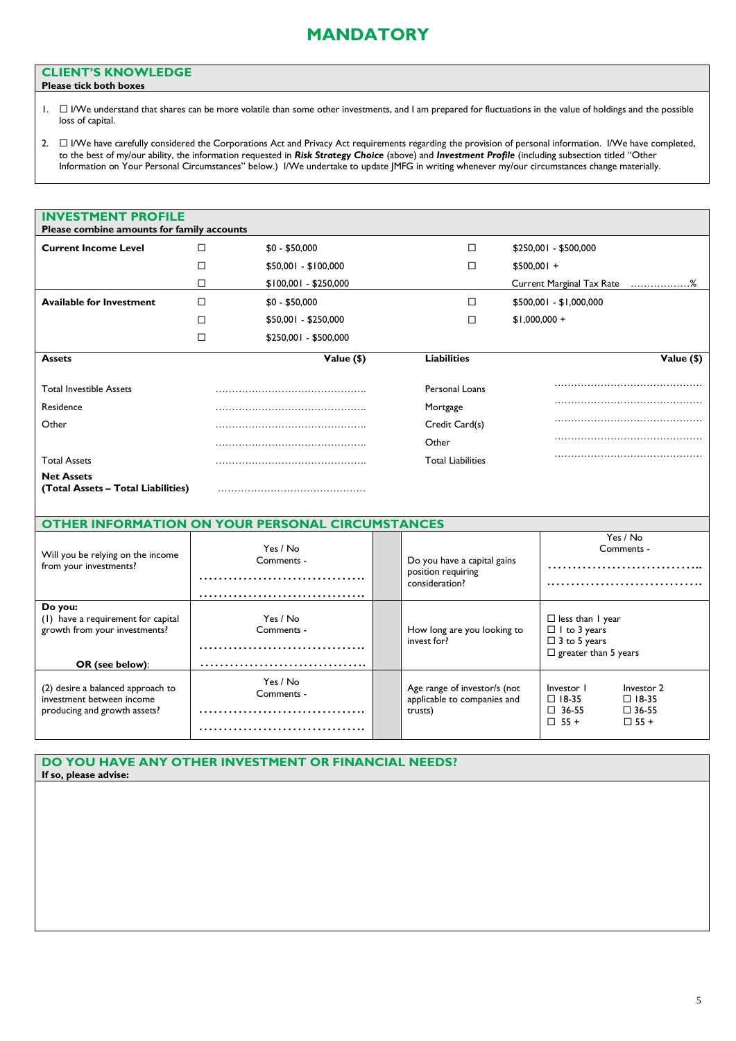# MANDATORY

## CLIENT'S KNOWLEDGE

**Please tick both boxes**

1. ☐ I/We understand that shares can be more volatile than some other investments, and I am prepared for fluctuations in the value of holdings and the possible loss of capital.

2. ☐ I/We have carefully considered the Corporations Act and Privacy Act requirements regarding the provision of personal information. I/We have completed, to the best of my/our ability, the information requested in ***Risk Strategy Choice*** (above) and ***Investment Profile*** (including subsection titled "Other Information on Your Personal Circumstances" below.) I/We undertake to update JMFG in writing whenever my/our circumstances change materially.

## INVESTMENT PROFILE

**Please combine amounts for family accounts**

| | | | | |
|---|---|---|---|---|
| **Current Income Level** | ☐ | $0 - $50,000 | ☐ | $250,001 - $500,000 |
| | ☐ | $50,001 - $100,000 | ☐ | $500,001 + |
| | ☐ | $100,001 - $250,000 | | Current Marginal Tax Rate ……………….% |
| **Available for Investment** | ☐ | $0 - $50,000 | ☐ | $500,001 - $1,000,000 |
| | ☐ | $50,001 - $250,000 | ☐ | $1,000,000 + |
| | ☐ | $250,001 - $500,000 | | |

| **Assets** | **Value ($)** | **Liabilities** | **Value ($)** |
|---|---|---|---|
| Total Investible Assets | ……………………………………… | Personal Loans | ……………………………………… |
| Residence | ……………………………………… | Mortgage | ……………………………………… |
| Other | ……………………………………… | Credit Card(s) | ……………………………………… |
| | ……………………………………… | Other | ……………………………………… |
| Total Assets | ……………………………………… | Total Liabilities | ……………………………………… |
| **Net Assets (Total Assets – Total Liabilities)** | ……………………………………… | | |

## OTHER INFORMATION ON YOUR PERSONAL CIRCUMSTANCES

| | | | |
|---|---|---|---|
| Will you be relying on the income from your investments? | Yes / No<br>Comments -<br>……………………………<br>…………………………… | Do you have a capital gains position requiring consideration? | Yes / No<br>Comments -<br>……………………………<br>…………………………… |
| **Do you:**<br>(1) have a requirement for capital growth from your investments?<br>**OR (see below)**: | Yes / No<br>Comments -<br>……………………………<br>…………………………… | How long are you looking to invest for? | ☐ less than 1 year<br>☐ 1 to 3 years<br>☐ 3 to 5 years<br>☐ greater than 5 years |
| (2) desire a balanced approach to investment between income producing and growth assets? | Yes / No<br>Comments -<br>……………………………<br>…………………………… | Age range of investor/s (not applicable to companies and trusts) | Investor 1: ☐ 18-35 ☐ 36-55 ☐ 55 +<br>Investor 2: ☐ 18-35 ☐ 36-55 ☐ 55 + |

## DO YOU HAVE ANY OTHER INVESTMENT OR FINANCIAL NEEDS?

**If so, please advise:**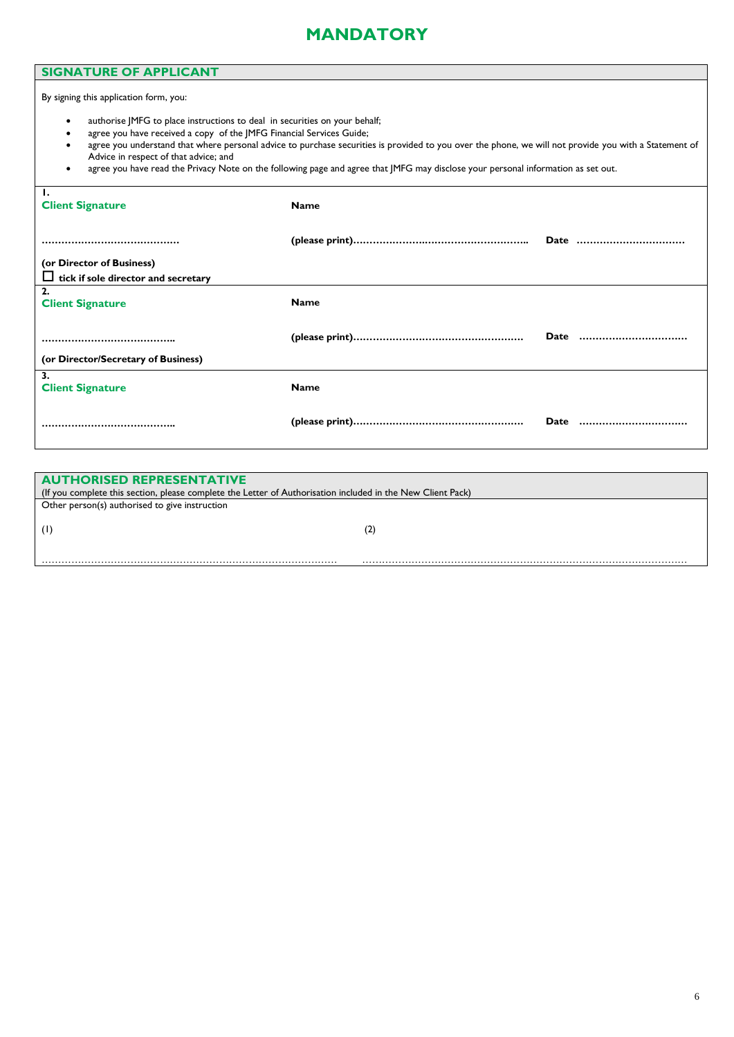# MANDATORY

## SIGNATURE OF APPLICANT

By signing this application form, you:

- authorise JMFG to place instructions to deal in securities on your behalf;
- agree you have received a copy of the JMFG Financial Services Guide;
- agree you understand that where personal advice to purchase securities is provided to you over the phone, we will not provide you with a Statement of Advice in respect of that advice; and
- agree you have read the Privacy Note on the following page and agree that JMFG may disclose your personal information as set out.

**1.**
**Client Signature** **Name**

**……………………………………** **(please print)………………..……………………………..** **Date ……………………………**

**(or Director of Business)**
☐ **tick if sole director and secretary**

**2.**
**Client Signature** **Name**

**…………………………………..** **(please print)……………………………………………** **Date ……………………………**

**(or Director/Secretary of Business)**

**3.**
**Client Signature** **Name**

**…………………………………..** **(please print)……………………………………………** **Date ……………………………**

## AUTHORISED REPRESENTATIVE

(If you complete this section, please complete the Letter of Authorisation included in the New Client Pack)

Other person(s) authorised to give instruction

(1) ……………………………………………………………………………

(2) ……………………………………………………………………………………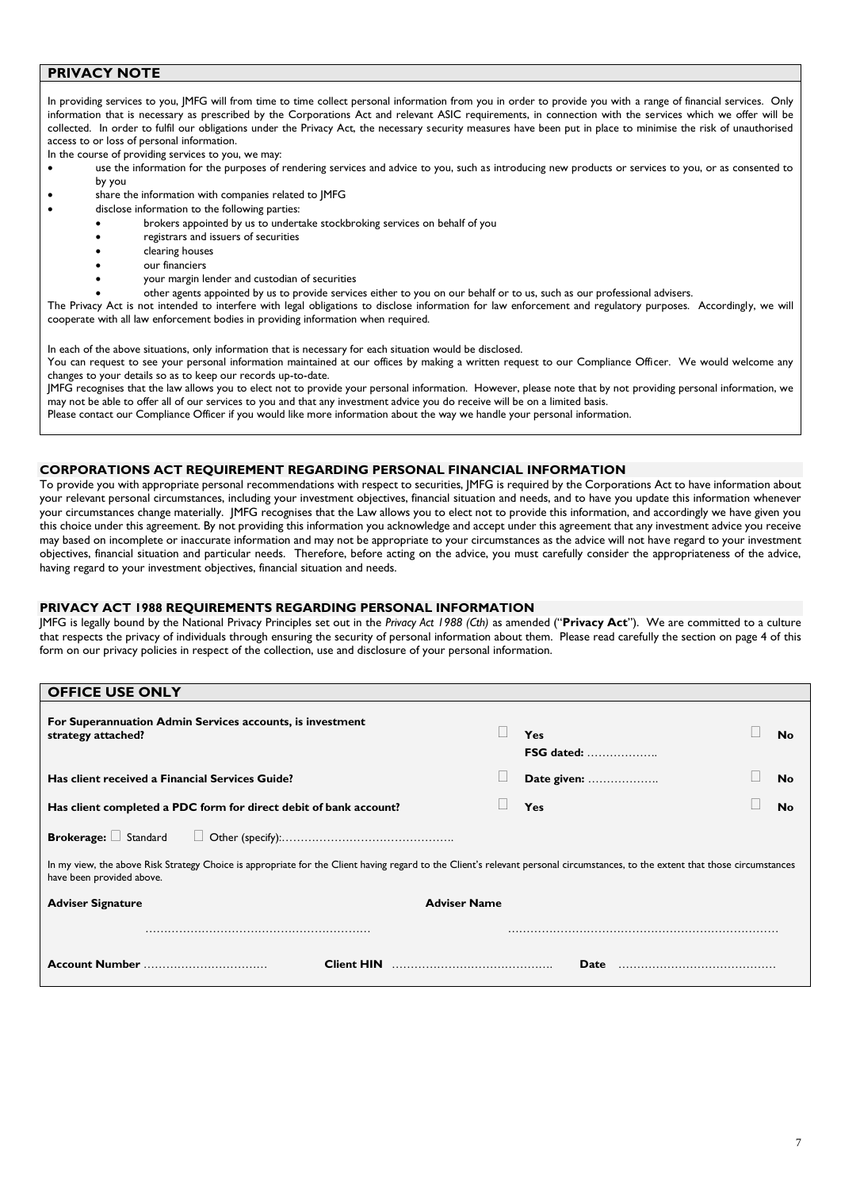## PRIVACY NOTE

In providing services to you, JMFG will from time to time collect personal information from you in order to provide you with a range of financial services. Only information that is necessary as prescribed by the Corporations Act and relevant ASIC requirements, in connection with the services which we offer will be collected. In order to fulfil our obligations under the Privacy Act, the necessary security measures have been put in place to minimise the risk of unauthorised access to or loss of personal information.

In the course of providing services to you, we may:

- use the information for the purposes of rendering services and advice to you, such as introducing new products or services to you, or as consented to by you
- share the information with companies related to JMFG
- disclose information to the following parties:
    - brokers appointed by us to undertake stockbroking services on behalf of you
    - registrars and issuers of securities
    - clearing houses
    - our financiers
    - your margin lender and custodian of securities
    - other agents appointed by us to provide services either to you on our behalf or to us, such as our professional advisers.

The Privacy Act is not intended to interfere with legal obligations to disclose information for law enforcement and regulatory purposes. Accordingly, we will cooperate with all law enforcement bodies in providing information when required.

In each of the above situations, only information that is necessary for each situation would be disclosed.

You can request to see your personal information maintained at our offices by making a written request to our Compliance Officer. We would welcome any changes to your details so as to keep our records up-to-date.

JMFG recognises that the law allows you to elect not to provide your personal information. However, please note that by not providing personal information, we may not be able to offer all of our services to you and that any investment advice you do receive will be on a limited basis.

Please contact our Compliance Officer if you would like more information about the way we handle your personal information.

## CORPORATIONS ACT REQUIREMENT REGARDING PERSONAL FINANCIAL INFORMATION

To provide you with appropriate personal recommendations with respect to securities, JMFG is required by the Corporations Act to have information about your relevant personal circumstances, including your investment objectives, financial situation and needs, and to have you update this information whenever your circumstances change materially. JMFG recognises that the Law allows you to elect not to provide this information, and accordingly we have given you this choice under this agreement. By not providing this information you acknowledge and accept under this agreement that any investment advice you receive may based on incomplete or inaccurate information and may not be appropriate to your circumstances as the advice will not have regard to your investment objectives, financial situation and particular needs. Therefore, before acting on the advice, you must carefully consider the appropriateness of the advice, having regard to your investment objectives, financial situation and needs.

## PRIVACY ACT 1988 REQUIREMENTS REGARDING PERSONAL INFORMATION

JMFG is legally bound by the National Privacy Principles set out in the *Privacy Act 1988 (Cth)* as amended ("**Privacy Act**"). We are committed to a culture that respects the privacy of individuals through ensuring the security of personal information about them. Please read carefully the section on page 4 of this form on our privacy policies in respect of the collection, use and disclosure of your personal information.

## OFFICE USE ONLY

| | | |
|---|---|---|
| **For Superannuation Admin Services accounts, is investment strategy attached?** | ☐ **Yes** **FSG dated:** ………………. | ☐ **No** |
| **Has client received a Financial Services Guide?** | ☐ **Date given:** ………………. | ☐ **No** |
| **Has client completed a PDC form for direct debit of bank account?** | ☐ **Yes** | ☐ **No** |

**Brokerage:** ☐ Standard ☐ Other (specify):……………………………………….

In my view, the above Risk Strategy Choice is appropriate for the Client having regard to the Client's relevant personal circumstances, to the extent that those circumstances have been provided above.

**Adviser Signature** ……………………………………………………

**Adviser Name** ………………………………………………………………

**Account Number** …………………………… **Client HIN** ……………………………………. **Date** ……………………………………